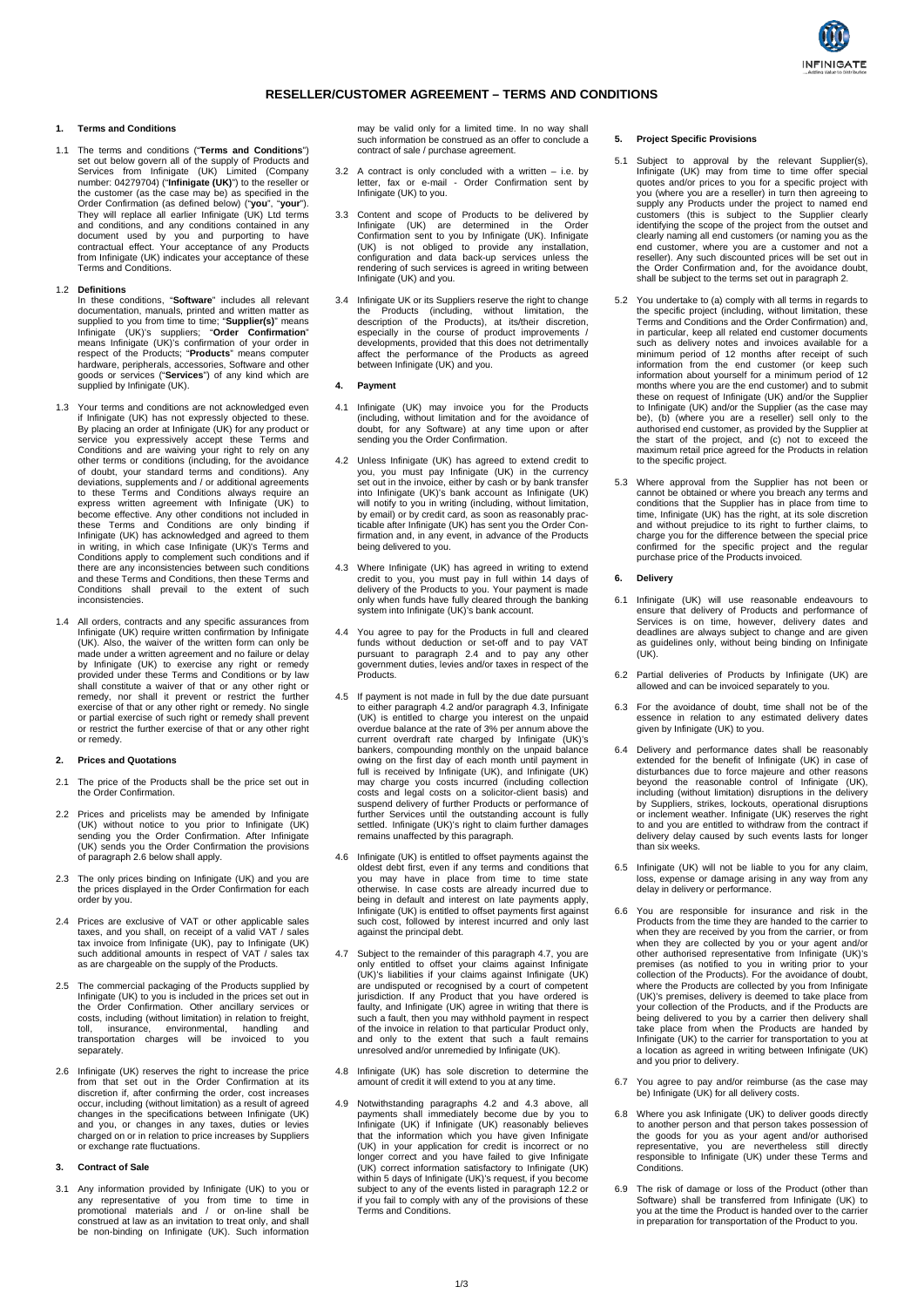# RESELLER/CUSTOMER AGREEMENT – TERMS AND CONDITIONS

## 1. Terms and Conditions

1.1 The terms and conditions ("**Terms and Conditions**") set out below govern all of the supply of Products and Services from Infinigate (UK) Limited (Company number: 04279704) ("**Infinigate (UK)**") to the reseller or the customer (as the case may be) as specified in the Order Confirmation (as defined below) ("**you**", "**your**"). They will replace all earlier Infinigate (UK) Ltd terms and conditions, and any conditions contained in any document used by you and purporting to have contractual effect. Your acceptance of any Products from Infinigate (UK) indicates your acceptance of these Terms and Conditions.

1.2 **Definitions**
In these conditions, "**Software**" includes all relevant documentation, manuals, printed and written matter as supplied to you from time to time; "**Supplier(s)**" means Infinigate (UK)'s suppliers; "**Order Confirmation**" means Infinigate (UK)'s confirmation of your order in respect of the Products; "**Products**" means computer hardware, peripherals, accessories, Software and other goods or services ("**Services**") of any kind which are supplied by Infinigate (UK).

1.3 Your terms and conditions are not acknowledged even if Infinigate (UK) has not expressly objected to these. By placing an order at Infinigate (UK) for any product or service you expressively accept these Terms and Conditions and are waiving your right to rely on any other terms or conditions (including, for the avoidance of doubt, your standard terms and conditions). Any deviations, supplements and / or additional agreements to these Terms and Conditions always require an express written agreement with Infinigate (UK) to become effective. Any other conditions not included in these Terms and Conditions are only binding if Infinigate (UK) has acknowledged and agreed to them in writing, in which case Infinigate (UK)'s Terms and Conditions apply to complement such conditions and if there are any inconsistencies between such conditions and these Terms and Conditions, then these Terms and Conditions shall prevail to the extent of such inconsistencies.

1.4 All orders, contracts and any specific assurances from Infinigate (UK) require written confirmation by Infinigate (UK). Also, the waiver of the written form can only be made under a written agreement and no failure or delay by Infinigate (UK) to exercise any right or remedy provided under these Terms and Conditions or by law shall constitute a waiver of that or any other right or remedy, nor shall it prevent or restrict the further exercise of that or any other right or remedy. No single or partial exercise of such right or remedy shall prevent or restrict the further exercise of that or any other right or remedy.

## 2. Prices and Quotations

2.1 The price of the Products shall be the price set out in the Order Confirmation.

2.2 Prices and pricelists may be amended by Infinigate (UK) without notice to you prior to Infinigate (UK) sending you the Order Confirmation. After Infinigate (UK) sends you the Order Confirmation the provisions of paragraph 2.6 below shall apply.

2.3 The only prices binding on Infinigate (UK) and you are the prices displayed in the Order Confirmation for each order by you.

2.4 Prices are exclusive of VAT or other applicable sales taxes, and you shall, on receipt of a valid VAT / sales tax invoice from Infinigate (UK), pay to Infinigate (UK) such additional amounts in respect of VAT / sales tax as are chargeable on the supply of the Products.

2.5 The commercial packaging of the Products supplied by Infinigate (UK) to you is included in the prices set out in the Order Confirmation. Other ancillary services or costs, including (without limitation) in relation to freight, toll, insurance, environmental, handling and transportation charges will be invoiced to you separately.

2.6 Infinigate (UK) reserves the right to increase the price from that set out in the Order Confirmation at its discretion if, after confirming the order, cost increases occur, including (without limitation) as a result of agreed changes in the specifications between Infinigate (UK) and you, or changes in any taxes, duties or levies charged on or in relation to price increases by Suppliers or exchange rate fluctuations.

## 3. Contract of Sale

3.1 Any information provided by Infinigate (UK) to you or any representative of you from time to time in promotional materials and / or on-line shall be construed at law as an invitation to treat only, and shall be non-binding on Infinigate (UK). Such information may be valid only for a limited time. In no way shall such information be construed as an offer to conclude a contract of sale / purchase agreement.

3.2 A contract is only concluded with a written – i.e. by letter, fax or e-mail - Order Confirmation sent by Infinigate (UK) to you.

3.3 Content and scope of Products to be delivered by Infinigate (UK) are determined in the Order Confirmation sent to you by Infinigate (UK). Infinigate (UK) is not obliged to provide any installation, configuration and data back-up services unless the rendering of such services is agreed in writing between Infinigate (UK) and you.

3.4 Infinigate UK or its Suppliers reserve the right to change the Products (including, without limitation, the description of the Products), at its/their discretion, especially in the course of product improvements / developments, provided that this does not detrimentally affect the performance of the Products as agreed between Infinigate (UK) and you.

## 4. Payment

4.1 Infinigate (UK) may invoice you for the Products (including, without limitation and for the avoidance of doubt, for any Software) at any time upon or after sending you the Order Confirmation.

4.2 Unless Infinigate (UK) has agreed to extend credit to you, you must pay Infinigate (UK) in the currency set out in the invoice, either by cash or by bank transfer into Infinigate (UK)'s bank account as Infinigate (UK) will notify to you in writing (including, without limitation, by email) or by credit card, as soon as reasonably practicable after Infinigate (UK) has sent you the Order Confirmation and, in any event, in advance of the Products being delivered to you.

4.3 Where Infinigate (UK) has agreed in writing to extend credit to you, you must pay in full within 14 days of delivery of the Products to you. Your payment is made only when funds have fully cleared through the banking system into Infinigate (UK)'s bank account.

4.4 You agree to pay for the Products in full and cleared funds without deduction or set-off and to pay VAT pursuant to paragraph 2.4 and to pay any other government duties, levies and/or taxes in respect of the Products.

4.5 If payment is not made in full by the due date pursuant to either paragraph 4.2 and/or paragraph 4.3, Infinigate (UK) is entitled to charge you interest on the unpaid overdue balance at the rate of 3% per annum above the current overdraft rate charged by Infinigate (UK)'s bankers, compounding monthly on the unpaid balance owing on the first day of each month until payment in full is received by Infinigate (UK), and Infinigate (UK) may charge you costs incurred (including collection costs and legal costs on a solicitor-client basis) and suspend delivery of further Products or performance of further Services until the outstanding account is fully settled. Infinigate (UK)'s right to claim further damages remains unaffected by this paragraph.

4.6 Infinigate (UK) is entitled to offset payments against the oldest debt first, even if any terms and conditions that you may have in place from time to time state otherwise. In case costs are already incurred due to being in default and interest on late payments apply, Infinigate (UK) is entitled to offset payments first against such cost, followed by interest incurred and only last against the principal debt.

4.7 Subject to the remainder of this paragraph 4.7, you are only entitled to offset your claims against Infinigate (UK)'s liabilities if your claims against Infinigate (UK) are undisputed or recognised by a court of competent jurisdiction. If any Product that you have ordered is faulty, and Infinigate (UK) agree in writing that there is such a fault, then you may withhold payment in respect of the invoice in relation to that particular Product only, and only to the extent that such a fault remains unresolved and/or unremedied by Infinigate (UK).

4.8 Infinigate (UK) has sole discretion to determine the amount of credit it will extend to you at any time.

4.9 Notwithstanding paragraphs 4.2 and 4.3 above, all payments shall immediately become due by you to Infinigate (UK) if Infinigate (UK) reasonably believes that the information which you have given Infinigate (UK) in your application for credit is incorrect or no longer correct and you have failed to give Infinigate (UK) correct information satisfactory to Infinigate (UK) within 5 days of Infinigate (UK)'s request, if you become subject to any of the events listed in paragraph 12.2 or if you fail to comply with any of the provisions of these Terms and Conditions.

## 5. Project Specific Provisions

5.1 Subject to approval by the relevant Supplier(s), Infinigate (UK) may from time to time offer special quotes and/or prices to you for a specific project with you (where you are a reseller) in turn then agreeing to supply any Products under the project to named end customers (this is subject to the Supplier clearly identifying the scope of the project from the outset and clearly naming all end customers (or naming you as the end customer, where you are a customer and not a reseller). Any such discounted prices will be set out in the Order Confirmation and, for the avoidance doubt, shall be subject to the terms set out in paragraph 2.

5.2 You undertake to (a) comply with all terms in regards to the specific project (including, without limitation, these Terms and Conditions and the Order Confirmation) and, in particular, keep all related end customer documents such as delivery notes and invoices available for a minimum period of 12 months after receipt of such information from the end customer (or keep such information about yourself for a minimum period of 12 months where you are the end customer) and to submit these on request of Infinigate (UK) and/or the Supplier to Infinigate (UK) and/or the Supplier (as the case may be), (b) (where you are a reseller) sell only to the authorised end customer, as provided by the Supplier at the start of the project, and (c) not to exceed the maximum retail price agreed for the Products in relation to the specific project.

5.3 Where approval from the Supplier has not been or cannot be obtained or where you breach any terms and conditions that the Supplier has in place from time to time, Infinigate (UK) has the right, at its sole discretion and without prejudice to its right to further claims, to charge you for the difference between the special price confirmed for the specific project and the regular purchase price of the Products invoiced.

## 6. Delivery

6.1 Infinigate (UK) will use reasonable endeavours to ensure that delivery of Products and performance of Services is on time, however, delivery dates and deadlines are always subject to change and are given as guidelines only, without being binding on Infinigate (UK).

6.2 Partial deliveries of Products by Infinigate (UK) are allowed and can be invoiced separately to you.

6.3 For the avoidance of doubt, time shall not be of the essence in relation to any estimated delivery dates given by Infinigate (UK) to you.

6.4 Delivery and performance dates shall be reasonably extended for the benefit of Infinigate (UK) in case of disturbances due to force majeure and other reasons beyond the reasonable control of Infinigate (UK), including (without limitation) disruptions in the delivery by Suppliers, strikes, lockouts, operational disruptions or inclement weather. Infinigate (UK) reserves the right to and you are entitled to withdraw from the contract if delivery delay caused by such events lasts for longer than six weeks.

6.5 Infinigate (UK) will not be liable to you for any claim, loss, expense or damage arising in any way from any delay in delivery or performance.

6.6 You are responsible for insurance and risk in the Products from the time they are handed to the carrier to when they are received by you from the carrier, or from when they are collected by you or your agent and/or other authorised representative from Infinigate (UK)'s premises (as notified to you in writing prior to your collection of the Products). For the avoidance of doubt, where the Products are collected by you from Infinigate (UK)'s premises, delivery is deemed to take place from your collection of the Products, and if the Products are being delivered to you by a carrier then delivery shall take place from when the Products are handed by Infinigate (UK) to the carrier for transportation to you at a location as agreed in writing between Infinigate (UK) and you prior to delivery.

6.7 You agree to pay and/or reimburse (as the case may be) Infinigate (UK) for all delivery costs.

6.8 Where you ask Infinigate (UK) to deliver goods directly to another person and that person takes possession of the goods for you as your agent and/or authorised representative, you are nevertheless still directly responsible to Infinigate (UK) under these Terms and Conditions.

6.9 The risk of damage or loss of the Product (other than Software) shall be transferred from Infinigate (UK) to you at the time the Product is handed over to the carrier in preparation for transportation of the Product to you.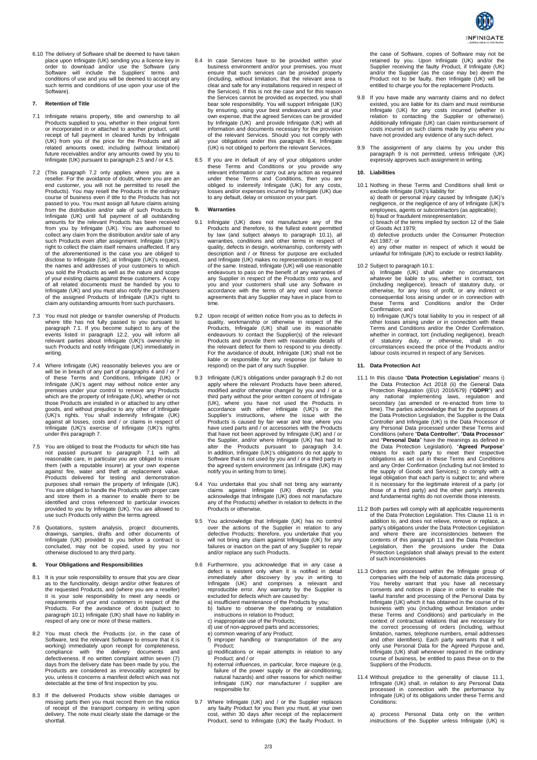6.10 The delivery of Software shall be deemed to have taken place upon Infinigate (UK) sending you a licence key in order to download and/or use the Software (any Software will include the Suppliers' terms and conditions of use and you will be deemed to accept any such terms and conditions of use upon your use of the Software).

## 7. Retention of Title

7.1 Infinigate retains property, title and ownership to all Products supplied to you, whether in their original form or incorporated in or attached to another product, until receipt of full payment in cleared funds by Infinigate (UK) from you of the price for the Products and all related amounts owed, including (without limitation) future receivables and/or any amounts owed by you to Infinigate (UK) pursuant to paragraph 2.5 and / or 4.5.

7.2 (This paragraph 7.2 only applies where you are a reseller. For the avoidance of doubt, where you are an end customer, you will not be permitted to resell the Products). You may resell the Products in the ordinary course of business even if title to the Products has not passed to you. You must assign all future claims arising from the distribution and/or sale of such Products to Infinigate (UK) until full payment of all outstanding amounts for the relevant Products has been received from you by Infinigate (UK). You are authorised to collect any claim from the distribution and/or sale of any such Products even after assignment. Infinigate (UK)'s right to collect the claim itself remains unaffected. If any of the aforementioned is the case you are obliged to disclose to Infinigate (UK), at Infinigate (UK)'s request, the names and addresses of your customers to which you sold the Products as well as the nature and scope of your existing claims against these customers. A copy of all related documents must be handed by you to Infinigate (UK) and you must also notify the purchasers of the assigned Products of Infinigate (UK)'s right to claim any outstanding amounts from such purchasers.

7.3 You must not pledge or transfer ownership of Products where title has not fully passed to you pursuant to paragraph 7.1. If you become subject to any of the events listed in paragraph 12.2, you will inform all relevant parties about Infinigate (UK)'s ownership in such Products and notify Infinigate (UK) immediately in writing.

7.4 Where Infinigate (UK) reasonably believes you are or will be in breach of any part of paragraphs 4 and / or 7 of these Terms and Conditions, Infinigate (UK) or Infinigate (UK)'s agent may without notice enter any premises under your control to remove any Products which are the property of Infinigate (UK), whether or not those Products are installed in or attached to any other goods, and without prejudice to any other of Infinigate (UK)'s rights. You shall indemnify Infinigate (UK) against all losses, costs and / or claims in respect of Infinigate (UK)'s exercise of Infinigate (UK)'s rights under this paragraph 7.

7.5 You are obliged to treat the Products for which title has not passed pursuant to paragraph 7.1 with all reasonable care, in particular you are obliged to insure them (with a reputable insurer) at your own expense against fire, water and theft at replacement value. Products delivered for testing and demonstration purposes shall remain the property of Infinigate (UK). You are obliged to handle the Products with proper care and store them in a manner to enable them to be identified and cross referenced to particular invoices provided to you by Infinigate (UK). You are allowed to use such Products only within the terms agreed.

7.6 Quotations, system analysis, project documents, drawings, samples, drafts and other documents of Infinigate (UK) provided to you before a contract is concluded, may not be copied, used by you nor otherwise disclosed to any third party.

## 8. Your Obligations and Responsibilities

8.1 It is your sole responsibility to ensure that you are clear as to the functionality, design and/or other features of the requested Products, and (where you are a reseller) it is your sole responsibility to meet any needs or requirements of your end customers in respect of the Products. For the avoidance of doubt (subject to paragraph 10.1) Infinigate (UK) shall have no liability in respect of any one or more of these matters.

8.2 You must check the Products (or, in the case of Software, test the relevant Software to ensure that it is working) immediately upon receipt for completeness, compliance with the delivery documents and defectiveness. If no written complaint within seven (7) days from the delivery date has been made by you, the Products are considered as irrevocably accepted by you, unless it concerns a manifest defect which was not detectable at the time of first inspection by you.

8.3 If the delivered Products show visible damages or missing parts then you must record them on the notice of receipt of the transport company in writing upon delivery. The note must clearly state the damage or the shortfall.

8.4 In case Services have to be provided within your business environment and/or your premises, you must ensure that such services can be provided properly (including, without limitation, that the relevant area is clear and safe for any installations required in respect of the Services). If this is not the case and for this reason the Services cannot be provided as expected, you shall bear sole responsibility. You will support Infinigate (UK) by ensuring, using your best endeavours and at your own expense, that the agreed Services can be provided by Infinigate (UK) and provide Infinigate (UK) with all information and documents necessary for the provision of the relevant Services. Should you not comply with your obligations under this paragraph 8.4, Infinigate (UK) is not obliged to perform the relevant Services.

8.5 If you are in default of any of your obligations under these Terms and Conditions or you provide any relevant information or carry out any action as required under these Terms and Conditions, then you are obliged to indemnify Infinigate (UK) for any costs, losses and/or expenses incurred by Infinigate (UK) due to any default, delay or omission on your part.

## 9. Warranties

9.1 Infinigate (UK) does not manufacture any of the Products and therefore, to the fullest extent permitted by law (and subject always to paragraph 10.1), all warranties, conditions and other terms in respect of quality, defects in design, workmanship, conformity with description and / or fitness for purpose are excluded and Infinigate (UK) makes no representations in respect of the same. Instead, Infinigate (UK) will use reasonable endeavours to pass on the benefit of any warranties of any Supplier in respect of the Products onto you, and you and your customers shall use any Software in accordance with the terms of any end user licence agreements that any Supplier may have in place from to time.

9.2 Upon receipt of written notice from you as to defects in quality, workmanship or otherwise in respect of the Products, Infinigate (UK) shall use its reasonable endeavours to contact the Supplier(s) of the relevant Products and provide them with reasonable details of the relevant defect for them to respond to you directly. For the avoidance of doubt, Infinigate (UK) shall not be liable or responsible for any response (or failure to respond) on the part of any such Supplier.

9.3 Infinigate (UK)'s obligations under paragraph 9.2 do not apply where the relevant Products have been altered, modified and/or otherwise changed by you and / or a third party without the prior written consent of Infinigate (UK), where you have not used the Products in accordance with either Infinigate (UK)'s or the Supplier's instructions, where the issue with the Products is caused by fair wear and tear, where you have used parts and / or accessories with the Products that have not been approved by Infinigate (UK) and / or the Supplier, and/or where Infinigate (UK) has had to alter the Products pursuant to paragraph 3.4. In addition, Infinigate (UK)'s obligations do not apply to Software that is not used by you and / or a third party in the agreed system environment (as Infinigate (UK) may notify you in writing from to time).

9.4 You undertake that you shall not bring any warranty claims against Infinigate (UK) directly (as you acknowledge that Infinigate (UK) does not manufacture any of the Products) whether in relation to defects in the Products or otherwise.

9.5 You acknowledge that Infinigate (UK) has no control over the actions of the Supplier in relation to any defective Products; therefore, you undertake that you will not bring any claim against Infinigate (UK) for any failures or inaction on the part of any Supplier to repair and/or replace any such Products.

9.6 Furthermore, you acknowledge that in any case a defect is existent only when it is notified in detail immediately after discovery by you in writing to Infinigate (UK) and comprises a relevant and reproducible error. Any warranty by the Supplier is excluded for defects which are caused by:
a) insufficient maintenance of the Products by you;
b) failure to observe the operating or installation instructions in relation to Product;
c) inappropriate use of the Products;
d) use of non-approved parts and accessories;
e) common wearing of any Product;
f) improper handling or transportation of the any Product;
g) modifications or repair attempts in relation to any Product; and / or
h) external influences, in particular, force majeure (e.g. failure of the power supply or the air-conditioning, natural hazards) and other reasons for which neither Infinigate (UK) nor manufacturer / supplier are responsible for.

9.7 Where Infinigate (UK) and / or the Supplier replaces any faulty Product for you then you must, at your own cost, within 30 days after receipt of the replacement Product, send to Infinigate (UK) the faulty Product. In the case of Software, copies of Software may not be retained by you. Upon Infinigate (UK) and/or the Supplier receiving the faulty Product, if Infinigate (UK) and/or the Supplier (as the case may be) deem the Product not to be faulty, then Infinigate (UK) will be entitled to charge you for the replacement Products.

9.8 If you have made any warranty claims and no defect existed, you are liable for its claim and must reimburse Infinigate (UK) for any costs incurred (whether in relation to contacting the Supplier or otherwise). Additionally Infinigate (UK) can claim reimbursement of costs incurred on such claims made by you where you have not provided any evidence of any such defect.

9.9 The assignment of any claims by you under this paragraph 9 is not permitted, unless Infinigate (UK) expressly approves such assignment in writing.

## 10. Liabilities

10.1 Nothing in these Terms and Conditions shall limit or exclude Infinigate (UK)'s liability for:
a) death or personal injury caused by Infinigate (UK)'s negligence, or the negligence of any of Infinigate (UK)'s employees, agents or subcontractors (as applicable);
b) fraud or fraudulent misrepresentation;
c) breach of the terms implied by section 12 of the Sale of Goods Act 1979;
d) defective products under the Consumer Protection Act 1987; or
e) any other matter in respect of which it would be unlawful for Infinigate (UK) to exclude or restrict liability.

10.2 Subject to paragraph 10.1:
a) Infinigate (UK) shall under no circumstances whatever be liable to you, whether in contract, tort (including negligence), breach of statutory duty, or otherwise, for any loss of profit, or any indirect or consequential loss arising under or in connection with these Terms and Conditions and/or the Order Confirmation; and
b) Infinigate (UK)'s total liability to you in respect of all other losses arising under or in connection with these Terms and Conditions and/or the Order Confirmation, whether in contract, tort (including negligence), breach of statutory duty, or otherwise, shall in no circumstances exceed the price of the Products and/or labour costs incurred in respect of any Services.

## 11. Data Protection Act

11.1 In this clause "**Data Protection Legislation**" means i) the Data Protection Act 2018 (ii) the General Data Protection Regulation ((EU) 2016/679) ("**GDPR**") and any national implementing laws, regulation and secondary (as amended or re-enacted from time to time). The parties acknowledge that for the purposes of the Data Protection Legislation, the Supplier is the Data Controller and Infinigate (UK) is the Data Processor of any Personal Data processed under these Terms and Conditions (where "**Data Controller**", "**Data Processor**" and "**Personal Data**" have the meanings as defined in the Data Protection Legislation). "**Agreed Purpose**" means for each party to meet their respective obligations as set out in these Terms and Conditions and any Order Confirmation (including but not limited to the supply of Goods and Services); to comply with a legal obligation that each party is subject to; and where it is necessary for the legitimate interest of a party (or those of a third party) and the other party's interests and fundamental rights do not override those interests.

11.2 Both parties will comply with all applicable requirements of the Data Protection Legislation. This Clause 11 is in addition to, and does not relieve, remove or replace, a party's obligations under the Data Protection Legislation and where there are inconsistencies between the contents of this paragraph 11 and the Data Protection Legislation, then the provisions under the Data Protection Legislation shall always prevail to the extent of such inconsistencies

11.3 Orders are processed within the Infinigate group of companies with the help of automatic data processing. You hereby warrant that you have all necessary consents and notices in place in order to enable the lawful transfer and processing of the Personal Data by Infinigate (UK) which it has obtained in the course of its business with you (including without limitation under these Terms and Conditions) and particularly in the context of contractual relations that are necessary for the correct processing of orders (including, without limitation, names, telephone numbers, email addresses and other identifiers). Each party warrants that it will only use Personal Data for the Agreed Purpose and, Infinigate (UK) shall whenever required in the ordinary course of business, be entitled to pass these on to the Suppliers of the Products.

11.4 Without prejudice to the generality of clause 11.1, Infinigate (UK) shall, in relation to any Personal Data processed in connection with the performance by Infinigate (UK) of its obligations under these Terms and Conditions:

a) process Personal Data only on the written instructions of the Supplier unless Infinigate (UK) is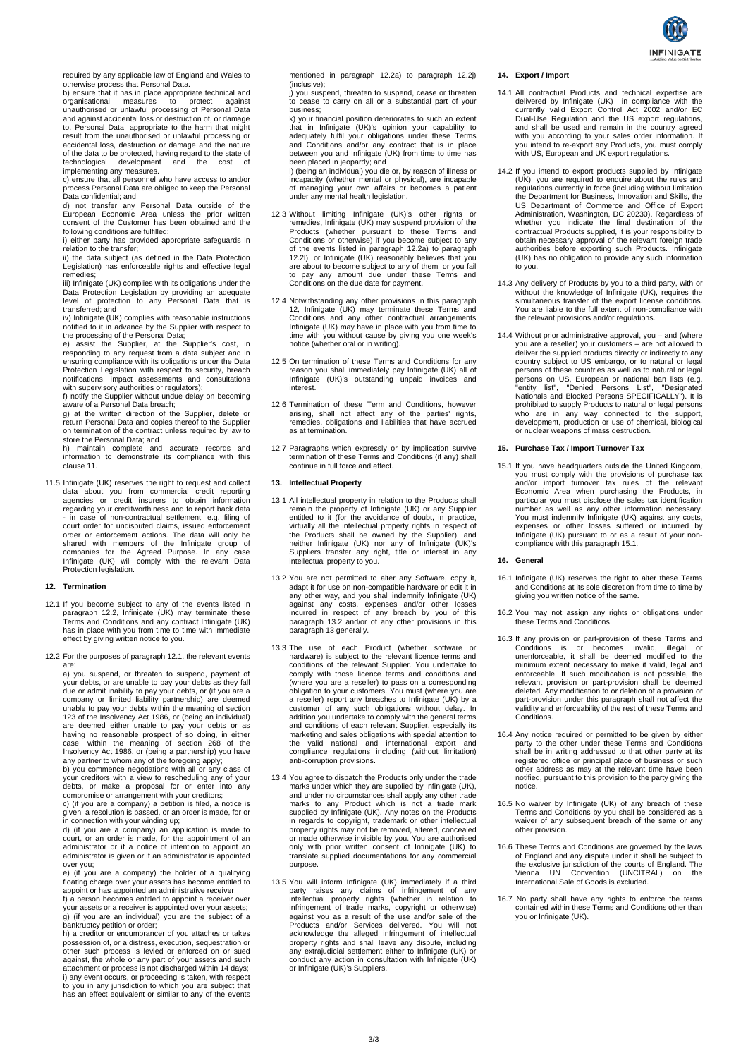required by any applicable law of England and Wales to otherwise process that Personal Data.

b) ensure that it has in place appropriate technical and organisational measures to protect against unauthorised or unlawful processing of Personal Data and against accidental loss or destruction of, or damage to, Personal Data, appropriate to the harm that might result from the unauthorised or unlawful processing or accidental loss, destruction or damage and the nature of the data to be protected, having regard to the state of technological development and the cost of implementing any measures.

c) ensure that all personnel who have access to and/or process Personal Data are obliged to keep the Personal Data confidential; and

d) not transfer any Personal Data outside of the European Economic Area unless the prior written consent of the Customer has been obtained and the following conditions are fulfilled:

i) either party has provided appropriate safeguards in relation to the transfer;

ii) the data subject (as defined in the Data Protection Legislation) has enforceable rights and effective legal remedies;

iii) Infinigate (UK) complies with its obligations under the Data Protection Legislation by providing an adequate level of protection to any Personal Data that is transferred; and

iv) Infinigate (UK) complies with reasonable instructions notified to it in advance by the Supplier with respect to the processing of the Personal Data;

e) assist the Supplier, at the Supplier's cost, in responding to any request from a data subject and in ensuring compliance with its obligations under the Data Protection Legislation with respect to security, breach notifications, impact assessments and consultations with supervisory authorities or regulators);

f) notify the Supplier without undue delay on becoming aware of a Personal Data breach;

g) at the written direction of the Supplier, delete or return Personal Data and copies thereof to the Supplier on termination of the contract unless required by law to store the Personal Data; and

h) maintain complete and accurate records and information to demonstrate its compliance with this clause 11.

11.5 Infinigate (UK) reserves the right to request and collect data about you from commercial credit reporting agencies or credit insurers to obtain information regarding your creditworthiness and to report back data - in case of non-contractual settlement, e.g. filing of court order for undisputed claims, issued enforcement order or enforcement actions. The data will only be shared with members of the Infinigate group of companies for the Agreed Purpose. In any case Infinigate (UK) will comply with the relevant Data Protection legislation.

## 12. Termination

12.1 If you become subject to any of the events listed in paragraph 12.2, Infinigate (UK) may terminate these Terms and Conditions and any contract Infinigate (UK) has in place with you from time to time with immediate effect by giving written notice to you.

12.2 For the purposes of paragraph 12.1, the relevant events are:

a) you suspend, or threaten to suspend, payment of your debts, or are unable to pay your debts as they fall due or admit inability to pay your debts, or (if you are a company or limited liability partnership) are deemed unable to pay your debts within the meaning of section 123 of the Insolvency Act 1986, or (being an individual) are deemed either unable to pay your debts or as having no reasonable prospect of so doing, in either case, within the meaning of section 268 of the Insolvency Act 1986, or (being a partnership) you have any partner to whom any of the foregoing apply;

b) you commence negotiations with all or any class of your creditors with a view to rescheduling any of your debts, or make a proposal for or enter into any compromise or arrangement with your creditors;

c) (if you are a company) a petition is filed, a notice is given, a resolution is passed, or an order is made, for or in connection with your winding up;

d) (if you are a company) an application is made to court, or an order is made, for the appointment of an administrator or if a notice of intention to appoint an administrator is given or if an administrator is appointed over you;

e) (if you are a company) the holder of a qualifying floating charge over your assets has become entitled to appoint or has appointed an administrative receiver;

f) a person becomes entitled to appoint a receiver over your assets or a receiver is appointed over your assets;

g) (if you are an individual) you are the subject of a bankruptcy petition or order;

h) a creditor or encumbrancer of you attaches or takes possession of, or a distress, execution, sequestration or other such process is levied or enforced on or sued against, the whole or any part of your assets and such attachment or process is not discharged within 14 days;

i) any event occurs, or proceeding is taken, with respect to you in any jurisdiction to which you are subject that has an effect equivalent or similar to any of the events mentioned in paragraph 12.2a) to paragraph 12.2j) (inclusive);

j) you suspend, threaten to suspend, cease or threaten to cease to carry on all or a substantial part of your business;

k) your financial position deteriorates to such an extent that in Infinigate (UK)'s opinion your capability to adequately fulfil your obligations under these Terms and Conditions and/or any contract that is in place between you and Infinigate (UK) from time to time has been placed in jeopardy; and

l) (being an individual) you die or, by reason of illness or incapacity (whether mental or physical), are incapable of managing your own affairs or becomes a patient under any mental health legislation.

12.3 Without limiting Infinigate (UK)'s other rights or remedies, Infinigate (UK) may suspend provision of the Products (whether pursuant to these Terms and Conditions or otherwise) if you become subject to any of the events listed in paragraph 12.2a) to paragraph 12.2l), or Infinigate (UK) reasonably believes that you are about to become subject to any of them, or you fail to pay any amount due under these Terms and Conditions on the due date for payment.

12.4 Notwithstanding any other provisions in this paragraph 12, Infinigate (UK) may terminate these Terms and Conditions and any other contractual arrangements Infinigate (UK) may have in place with you from time to time with you without cause by giving you one week's notice (whether oral or in writing).

12.5 On termination of these Terms and Conditions for any reason you shall immediately pay Infinigate (UK) all of Infinigate (UK)'s outstanding unpaid invoices and interest.

12.6 Termination of these Term and Conditions, however arising, shall not affect any of the parties' rights, remedies, obligations and liabilities that have accrued as at termination.

12.7 Paragraphs which expressly or by implication survive termination of these Terms and Conditions (if any) shall continue in full force and effect.

## 13. Intellectual Property

13.1 All intellectual property in relation to the Products shall remain the property of Infinigate (UK) or any Supplier entitled to it (for the avoidance of doubt, in practice, virtually all the intellectual property rights in respect of the Products shall be owned by the Supplier), and neither Infinigate (UK) nor any of Infinigate (UK)'s Suppliers transfer any right, title or interest in any intellectual property to you.

13.2 You are not permitted to alter any Software, copy it, adapt it for use on non-compatible hardware or edit it in any other way, and you shall indemnify Infinigate (UK) against any costs, expenses and/or other losses incurred in respect of any breach by you of this paragraph 13.2 and/or of any other provisions in this paragraph 13 generally.

13.3 The use of each Product (whether software or hardware) is subject to the relevant licence terms and conditions of the relevant Supplier. You undertake to comply with those licence terms and conditions and (where you are a reseller) to pass on a corresponding obligation to your customers. You must (where you are a reseller) report any breaches to Infinigate (UK) by a customer of any such obligations without delay. In addition you undertake to comply with the general terms and conditions of each relevant Supplier, especially its marketing and sales obligations with special attention to the valid national and international export and compliance regulations including (without limitation) anti-corruption provisions.

13.4 You agree to dispatch the Products only under the trade marks under which they are supplied by Infinigate (UK), and under no circumstances shall apply any other trade marks to any Product which is not a trade mark supplied by Infinigate (UK). Any notes on the Products in regards to copyright, trademark or other intellectual property rights may not be removed, altered, concealed or made otherwise invisible by you. You are authorised only with prior written consent of Infinigate (UK) to translate supplied documentations for any commercial purpose.

13.5 You will inform Infinigate (UK) immediately if a third party raises any claims of infringement of any intellectual property rights (whether in relation to infringement of trade marks, copyright or otherwise) against you as a result of the use and/or sale of the Products and/or Services delivered. You will not acknowledge the alleged infringement of intellectual property rights and shall leave any dispute, including any extrajudicial settlement either to Infinigate (UK) or conduct any action in consultation with Infinigate (UK) or Infinigate (UK)'s Suppliers.

## 14. Export / Import

14.1 All contractual Products and technical expertise are delivered by Infinigate (UK) in compliance with the currently valid Export Control Act 2002 and/or EC Dual-Use Regulation and the US export regulations, and shall be used and remain in the country agreed with you according to your sales order information. If you intend to re-export any Products, you must comply with US, European and UK export regulations.

14.2 If you intend to export products supplied by Infinigate (UK), you are required to enquire about the rules and regulations currently in force (including without limitation the Department for Business, Innovation and Skills, the US Department of Commerce and Office of Export Administration, Washington, DC 20230). Regardless of whether you indicate the final destination of the contractual Products supplied, it is your responsibility to obtain necessary approval of the relevant foreign trade authorities before exporting such Products. Infinigate (UK) has no obligation to provide any such information to you.

14.3 Any delivery of Products by you to a third party, with or without the knowledge of Infinigate (UK), requires the simultaneous transfer of the export license conditions. You are liable to the full extent of non-compliance with the relevant provisions and/or regulations.

14.4 Without prior administrative approval, you – and (where you are a reseller) your customers – are not allowed to deliver the supplied products directly or indirectly to any country subject to US embargo, or to natural or legal persons of these countries as well as to natural or legal persons on US, European or national ban lists (e.g. "entity list", "Denied Persons List", "Designated Nationals and Blocked Persons SPECIFICALLY"). It is prohibited to supply Products to natural or legal persons who are in any way connected to the support, development, production or use of chemical, biological or nuclear weapons of mass destruction.

## 15. Purchase Tax / Import Turnover Tax

15.1 If you have headquarters outside the United Kingdom, you must comply with the provisions of purchase tax and/or import turnover tax rules of the relevant Economic Area when purchasing the Products, in particular you must disclose the sales tax identification number as well as any other information necessary. You must indemnify Infinigate (UK) against any costs, expenses or other losses suffered or incurred by Infinigate (UK) pursuant to or as a result of your non-compliance with this paragraph 15.1.

## 16. General

16.1 Infinigate (UK) reserves the right to alter these Terms and Conditions at its sole discretion from time to time by giving you written notice of the same.

16.2 You may not assign any rights or obligations under these Terms and Conditions.

16.3 If any provision or part-provision of these Terms and Conditions is or becomes invalid, illegal or unenforceable, it shall be deemed modified to the minimum extent necessary to make it valid, legal and enforceable. If such modification is not possible, the relevant provision or part-provision shall be deemed deleted. Any modification to or deletion of a provision or part-provision under this paragraph shall not affect the validity and enforceability of the rest of these Terms and Conditions.

16.4 Any notice required or permitted to be given by either party to the other under these Terms and Conditions shall be in writing addressed to that other party at its registered office or principal place of business or such other address as may at the relevant time have been notified, pursuant to this provision to the party giving the notice.

16.5 No waiver by Infinigate (UK) of any breach of these Terms and Conditions by you shall be considered as a waiver of any subsequent breach of the same or any other provision.

16.6 These Terms and Conditions are governed by the laws of England and any dispute under it shall be subject to the exclusive jurisdiction of the courts of England. The Vienna UN Convention (UNCITRAL) on the International Sale of Goods is excluded.

16.7 No party shall have any rights to enforce the terms contained within these Terms and Conditions other than you or Infinigate (UK).